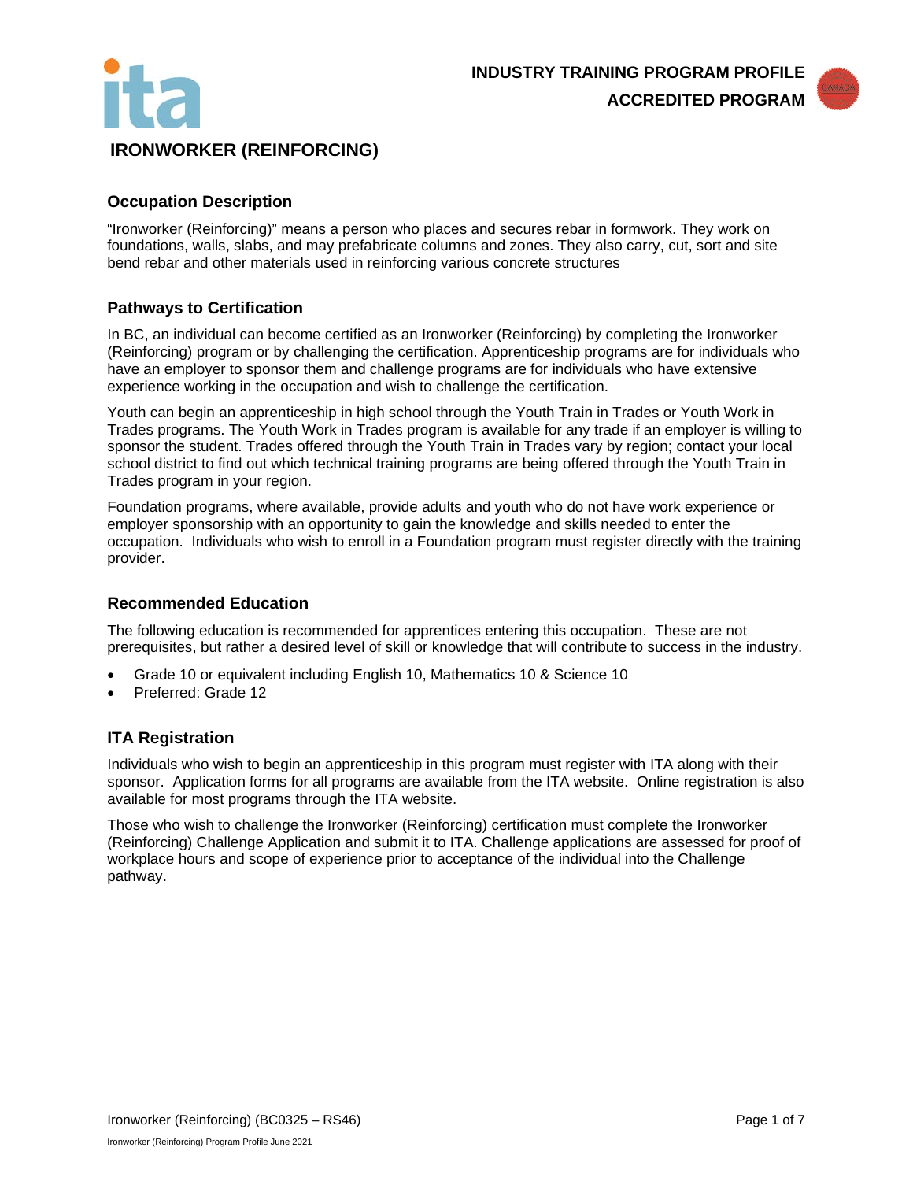**INDUSTRY TRAINING PROGRAM PROFILE**

**ACCREDITED PROGRAM**

# IRONWORKER (REINFORCING)

## Occupation Description

"Ironworker (Reinforcing)" means a person who places and secures rebar in formwork. They work on foundations, walls, slabs, and may prefabricate columns and zones. They also carry, cut, sort and site bend rebar and other materials used in reinforcing various concrete structures

## Pathways to Certification

In BC, an individual can become certified as an Ironworker (Reinforcing) by completing the Ironworker (Reinforcing) program or by challenging the certification. Apprenticeship programs are for individuals who have an employer to sponsor them and challenge programs are for individuals who have extensive experience working in the occupation and wish to challenge the certification.

Youth can begin an apprenticeship in high school through the Youth Train in Trades or Youth Work in Trades programs. The Youth Work in Trades program is available for any trade if an employer is willing to sponsor the student. Trades offered through the Youth Train in Trades vary by region; contact your local school district to find out which technical training programs are being offered through the Youth Train in Trades program in your region.

Foundation programs, where available, provide adults and youth who do not have work experience or employer sponsorship with an opportunity to gain the knowledge and skills needed to enter the occupation. Individuals who wish to enroll in a Foundation program must register directly with the training provider.

## Recommended Education

The following education is recommended for apprentices entering this occupation. These are not prerequisites, but rather a desired level of skill or knowledge that will contribute to success in the industry.

- Grade 10 or equivalent including English 10, Mathematics 10 & Science 10
- Preferred: Grade 12

## ITA Registration

Individuals who wish to begin an apprenticeship in this program must register with ITA along with their sponsor. Application forms for all programs are available from the ITA website. Online registration is also available for most programs through the ITA website.

Those who wish to challenge the Ironworker (Reinforcing) certification must complete the Ironworker (Reinforcing) Challenge Application and submit it to ITA. Challenge applications are assessed for proof of workplace hours and scope of experience prior to acceptance of the individual into the Challenge pathway.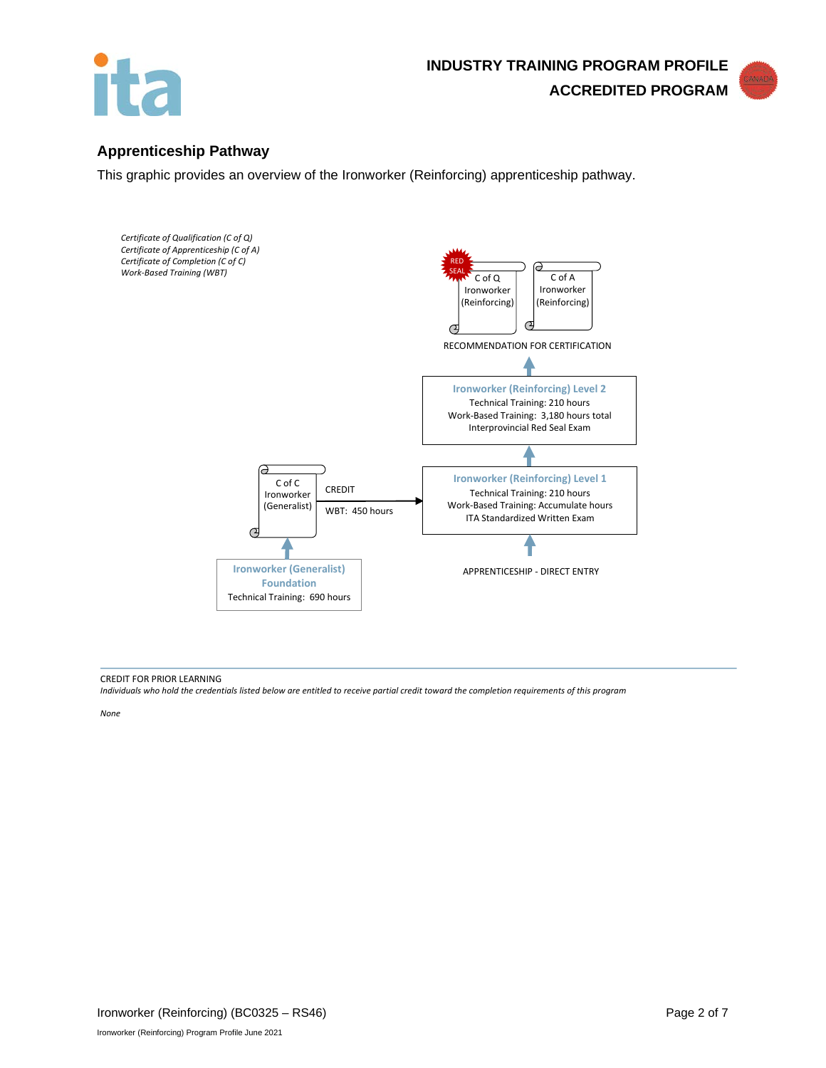## Apprenticeship Pathway

This graphic provides an overview of the Ironworker (Reinforcing) apprenticeship pathway.

*Certificate of Qualification (C of Q)*
*Certificate of Apprenticeship (C of A)*
*Certificate of Completion (C of C)*
*Work-Based Training (WBT)*

RED SEAL

C of Q Ironworker (Reinforcing)

C of A Ironworker (Reinforcing)

RECOMMENDATION FOR CERTIFICATION

**Ironworker (Reinforcing) Level 2**
Technical Training: 210 hours
Work-Based Training: 3,180 hours total
Interprovincial Red Seal Exam

**Ironworker (Reinforcing) Level 1**
Technical Training: 210 hours
Work-Based Training: Accumulate hours
ITA Standardized Written Exam

APPRENTICESHIP - DIRECT ENTRY

C of C Ironworker (Generalist)

CREDIT

WBT: 450 hours

**Ironworker (Generalist) Foundation**
Technical Training: 690 hours

CREDIT FOR PRIOR LEARNING

*Individuals who hold the credentials listed below are entitled to receive partial credit toward the completion requirements of this program*

*None*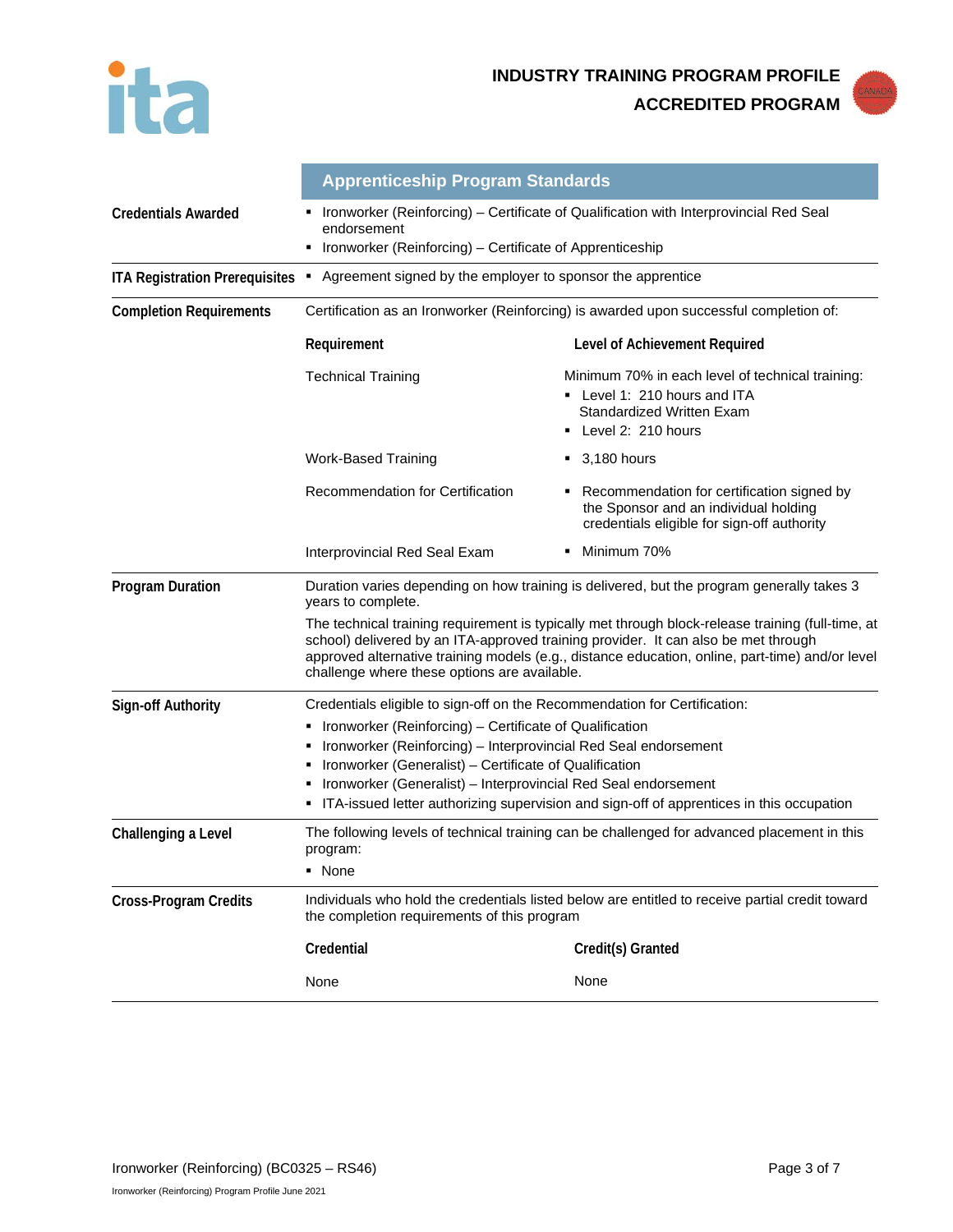**INDUSTRY TRAINING PROGRAM PROFILE**

**ACCREDITED PROGRAM**

## Apprenticeship Program Standards

**Credentials Awarded**

- Ironworker (Reinforcing) – Certificate of Qualification with Interprovincial Red Seal endorsement
- Ironworker (Reinforcing) – Certificate of Apprenticeship

**ITA Registration Prerequisites**

- Agreement signed by the employer to sponsor the apprentice

**Completion Requirements**

Certification as an Ironworker (Reinforcing) is awarded upon successful completion of:

| Requirement | Level of Achievement Required |
|---|---|
| Technical Training | Minimum 70% in each level of technical training:<br>▪ Level 1: 210 hours and ITA Standardized Written Exam<br>▪ Level 2: 210 hours |
| Work-Based Training | ▪ 3,180 hours |
| Recommendation for Certification | ▪ Recommendation for certification signed by the Sponsor and an individual holding credentials eligible for sign-off authority |
| Interprovincial Red Seal Exam | ▪ Minimum 70% |

**Program Duration**

Duration varies depending on how training is delivered, but the program generally takes 3 years to complete.

The technical training requirement is typically met through block-release training (full-time, at school) delivered by an ITA-approved training provider. It can also be met through approved alternative training models (e.g., distance education, online, part-time) and/or level challenge where these options are available.

**Sign-off Authority**

Credentials eligible to sign-off on the Recommendation for Certification:

- Ironworker (Reinforcing) – Certificate of Qualification
- Ironworker (Reinforcing) – Interprovincial Red Seal endorsement
- Ironworker (Generalist) – Certificate of Qualification
- Ironworker (Generalist) – Interprovincial Red Seal endorsement
- ITA-issued letter authorizing supervision and sign-off of apprentices in this occupation

**Challenging a Level**

The following levels of technical training can be challenged for advanced placement in this program:

- None

**Cross-Program Credits**

Individuals who hold the credentials listed below are entitled to receive partial credit toward the completion requirements of this program

| Credential | Credit(s) Granted |
|---|---|
| None | None |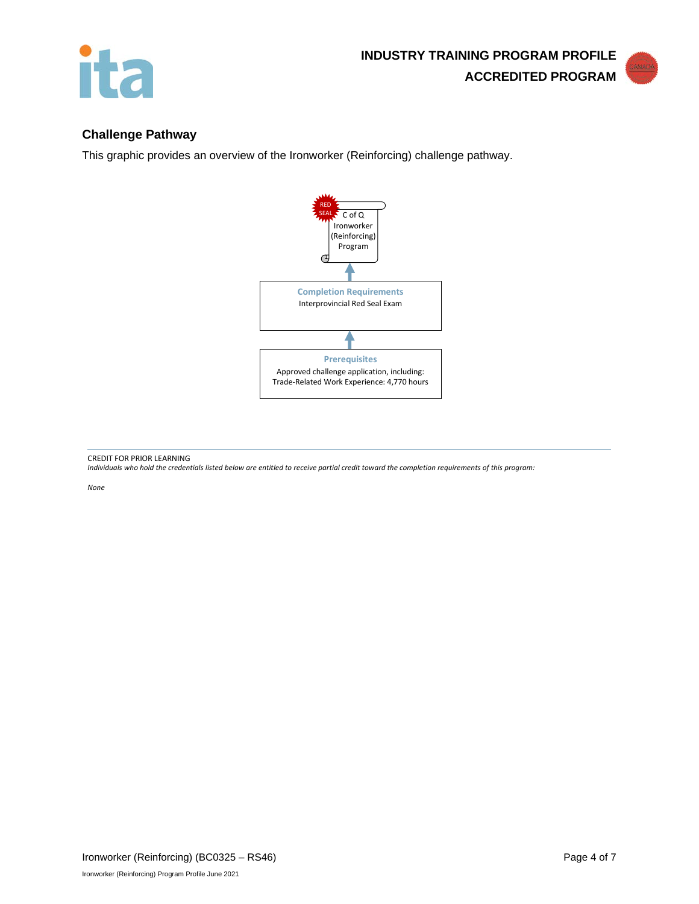## Challenge Pathway

This graphic provides an overview of the Ironworker (Reinforcing) challenge pathway.

RED SEAL

C of Q
Ironworker
(Reinforcing)
Program

↑

**Completion Requirements**
Interprovincial Red Seal Exam

↑

**Prerequisites**
Approved challenge application, including:
Trade-Related Work Experience: 4,770 hours

---

CREDIT FOR PRIOR LEARNING

*Individuals who hold the credentials listed below are entitled to receive partial credit toward the completion requirements of this program:*

*None*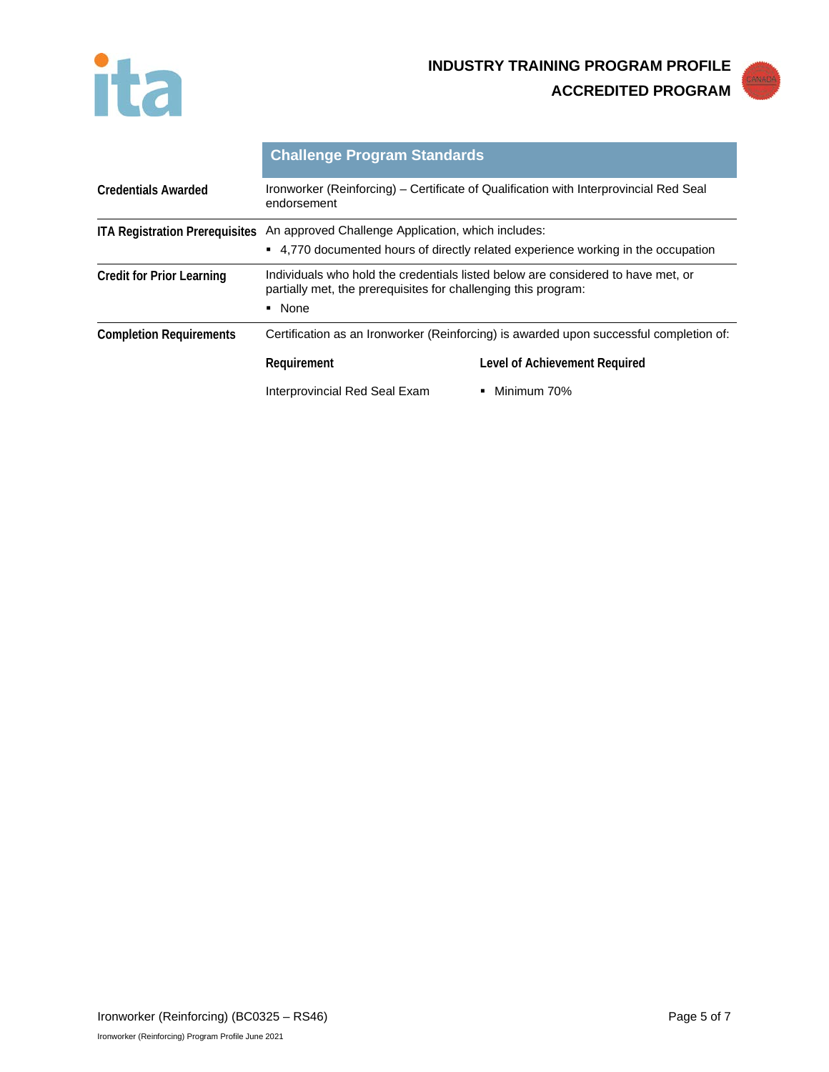## Challenge Program Standards

**Credentials Awarded**

Ironworker (Reinforcing) – Certificate of Qualification with Interprovincial Red Seal endorsement

**ITA Registration Prerequisites**

An approved Challenge Application, which includes:

- 4,770 documented hours of directly related experience working in the occupation

**Credit for Prior Learning**

Individuals who hold the credentials listed below are considered to have met, or partially met, the prerequisites for challenging this program:

- None

**Completion Requirements**

Certification as an Ironworker (Reinforcing) is awarded upon successful completion of:

| Requirement | Level of Achievement Required |
|---|---|
| Interprovincial Red Seal Exam | ▪ Minimum 70% |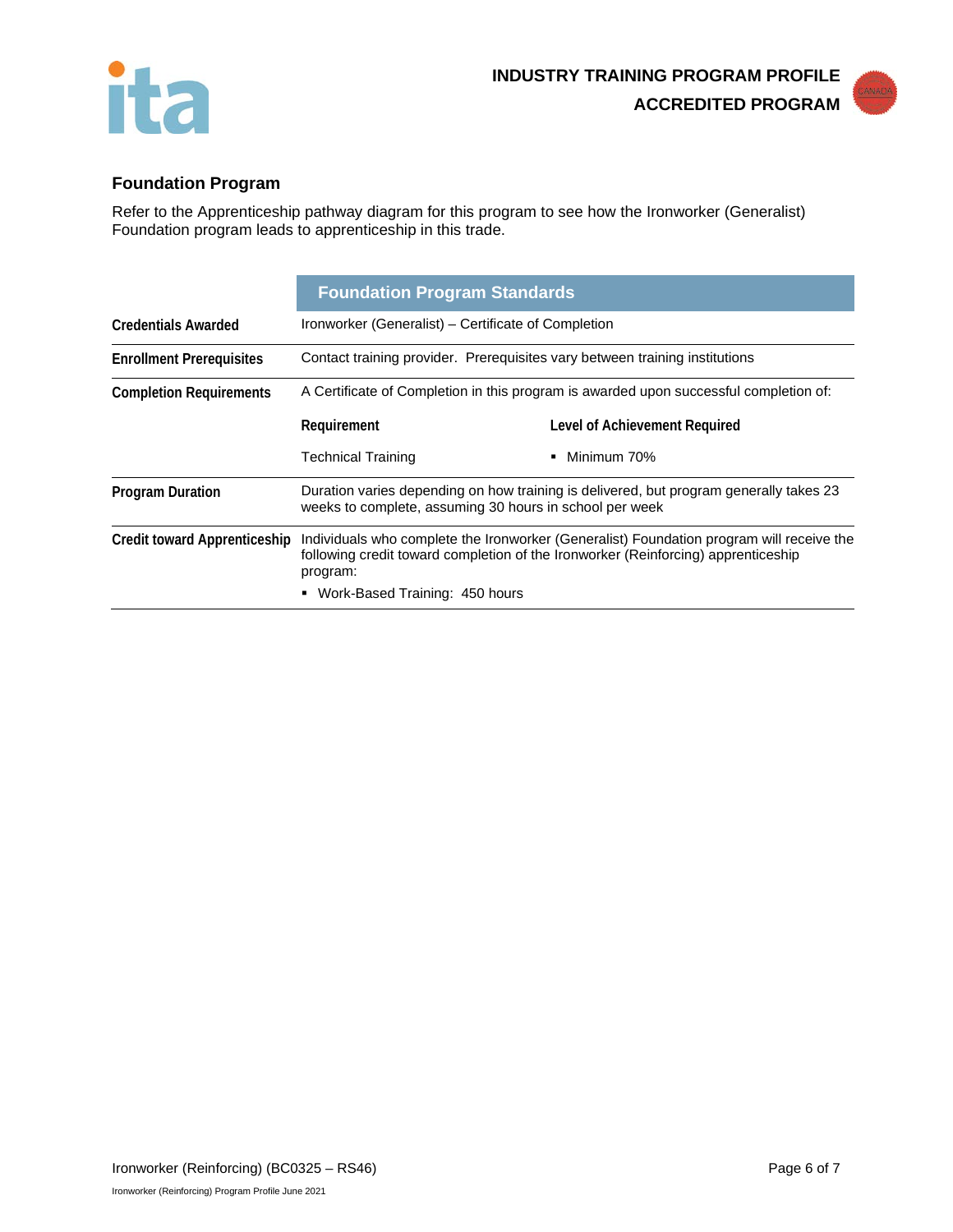## Foundation Program

Refer to the Apprenticeship pathway diagram for this program to see how the Ironworker (Generalist) Foundation program leads to apprenticeship in this trade.

| | Foundation Program Standards | |
|---|---|---|
| **Credentials Awarded** | Ironworker (Generalist) – Certificate of Completion | |
| **Enrollment Prerequisites** | Contact training provider. Prerequisites vary between training institutions | |
| **Completion Requirements** | A Certificate of Completion in this program is awarded upon successful completion of: | |
| | **Requirement** | **Level of Achievement Required** |
| | Technical Training | ▪ Minimum 70% |
| **Program Duration** | Duration varies depending on how training is delivered, but program generally takes 23 weeks to complete, assuming 30 hours in school per week | |
| **Credit toward Apprenticeship** | Individuals who complete the Ironworker (Generalist) Foundation program will receive the following credit toward completion of the Ironworker (Reinforcing) apprenticeship program:<br>▪ Work-Based Training: 450 hours | |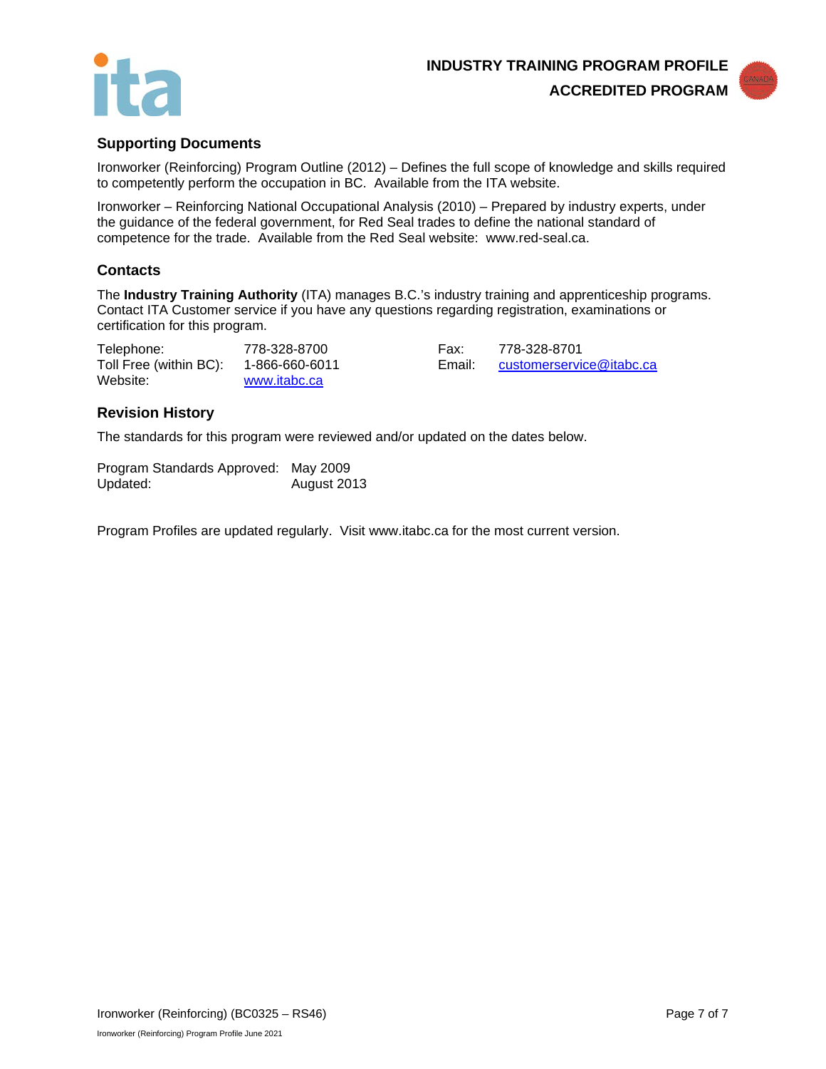## Supporting Documents

Ironworker (Reinforcing) Program Outline (2012) – Defines the full scope of knowledge and skills required to competently perform the occupation in BC. Available from the ITA website.

Ironworker – Reinforcing National Occupational Analysis (2010) – Prepared by industry experts, under the guidance of the federal government, for Red Seal trades to define the national standard of competence for the trade. Available from the Red Seal website: www.red-seal.ca.

## Contacts

The **Industry Training Authority** (ITA) manages B.C.'s industry training and apprenticeship programs. Contact ITA Customer service if you have any questions regarding registration, examinations or certification for this program.

| | | | |
|---|---|---|---|
| Telephone: | 778-328-8700 | Fax: | 778-328-8701 |
| Toll Free (within BC): | 1-866-660-6011 | Email: | customerservice@itabc.ca |
| Website: | www.itabc.ca | | |

## Revision History

The standards for this program were reviewed and/or updated on the dates below.

| | |
|---|---|
| Program Standards Approved: | May 2009 |
| Updated: | August 2013 |

Program Profiles are updated regularly. Visit www.itabc.ca for the most current version.